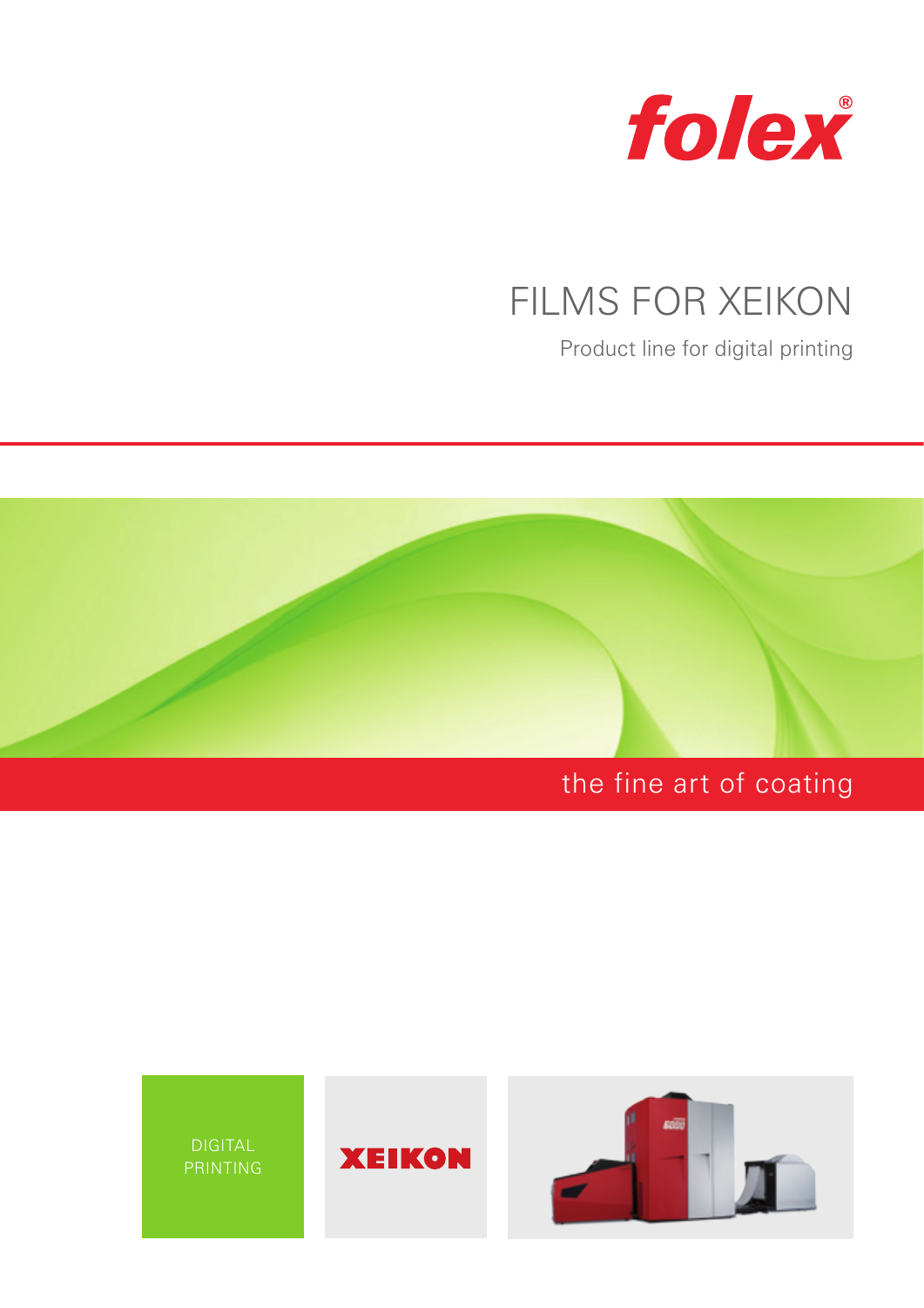folex®

# FILMS FOR XEIKON

Product line for digital printing

the fine art of coating

DIGITAL PRINTING

XEIKON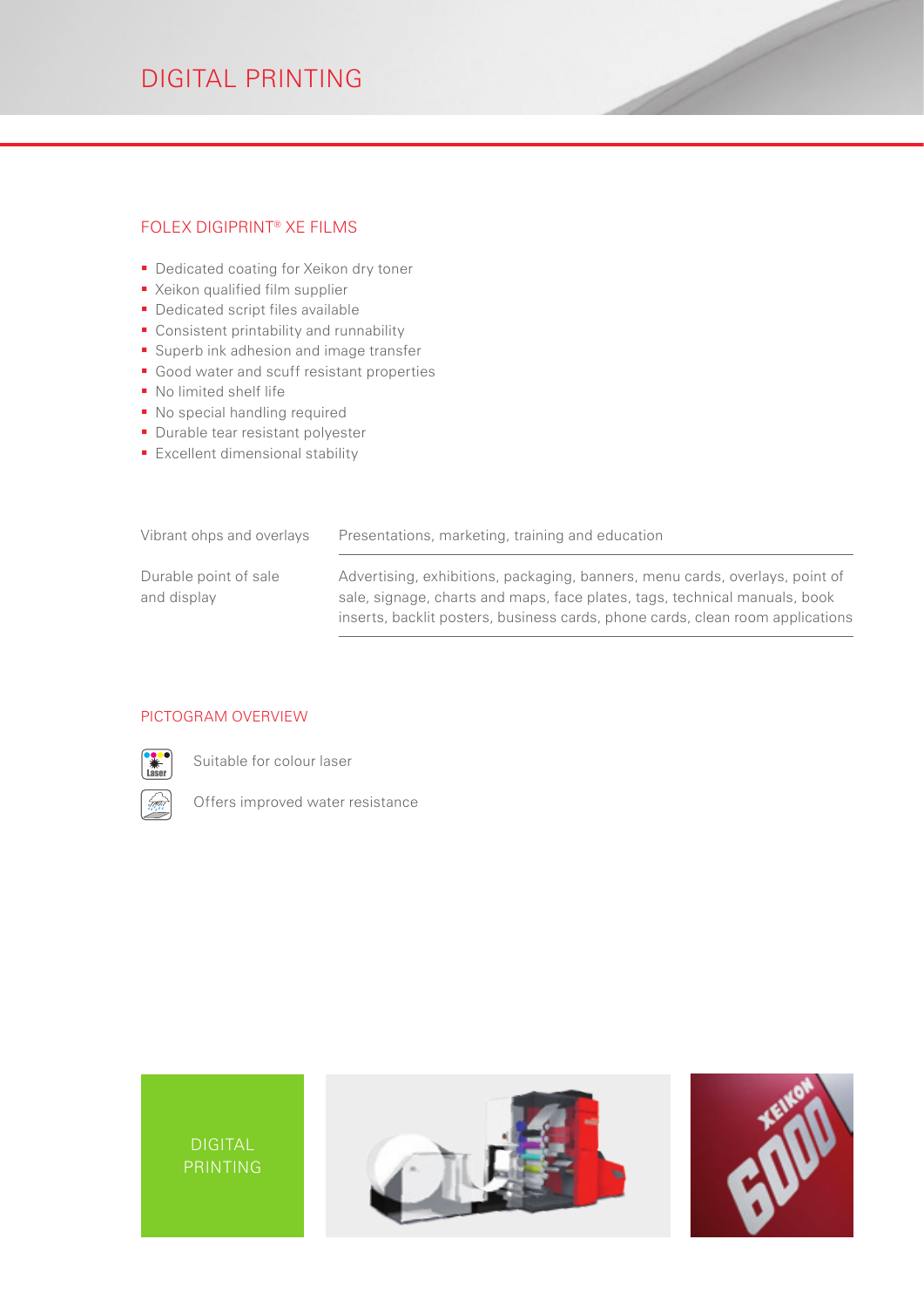# DIGITAL PRINTING

## FOLEX DIGIPRINT® XE FILMS

- Dedicated coating for Xeikon dry toner
- Xeikon qualified film supplier
- Dedicated script files available
- Consistent printability and runnability
- Superb ink adhesion and image transfer
- Good water and scuff resistant properties
- No limited shelf life
- No special handling required
- Durable tear resistant polyester
- Excellent dimensional stability

| | |
|---|---|
| Vibrant ohps and overlays | Presentations, marketing, training and education |
| Durable point of sale and display | Advertising, exhibitions, packaging, banners, menu cards, overlays, point of sale, signage, charts and maps, face plates, tags, technical manuals, book inserts, backlit posters, business cards, phone cards, clean room applications |

## PICTOGRAM OVERVIEW

Suitable for colour laser

Offers improved water resistance

DIGITAL PRINTING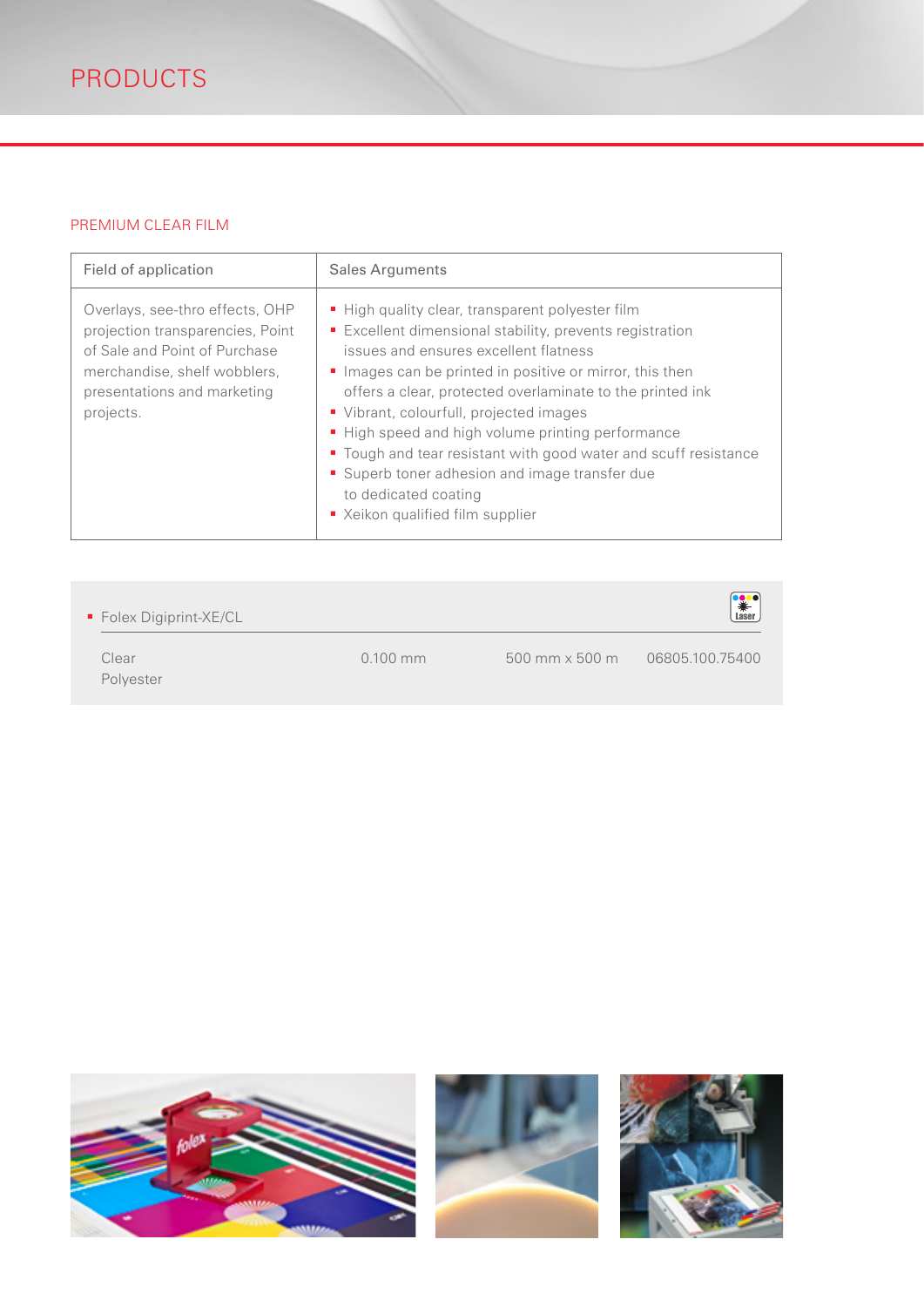# PRODUCTS

## PREMIUM CLEAR FILM

| Field of application | Sales Arguments |
| --- | --- |
| Overlays, see-thro effects, OHP projection transparencies, Point of Sale and Point of Purchase merchandise, shelf wobblers, presentations and marketing projects. | ▪ High quality clear, transparent polyester film<br>▪ Excellent dimensional stability, prevents registration issues and ensures excellent flatness<br>▪ Images can be printed in positive or mirror, this then offers a clear, protected overlaminate to the printed ink<br>▪ Vibrant, colourfull, projected images<br>▪ High speed and high volume printing performance<br>▪ Tough and tear resistant with good water and scuff resistance<br>▪ Superb toner adhesion and image transfer due to dedicated coating<br>▪ Xeikon qualified film supplier |

- Folex Digiprint-XE/CL (Laser)

| | | | |
| --- | --- | --- | --- |
| Clear Polyester | 0.100 mm | 500 mm x 500 m | 06805.100.75400 |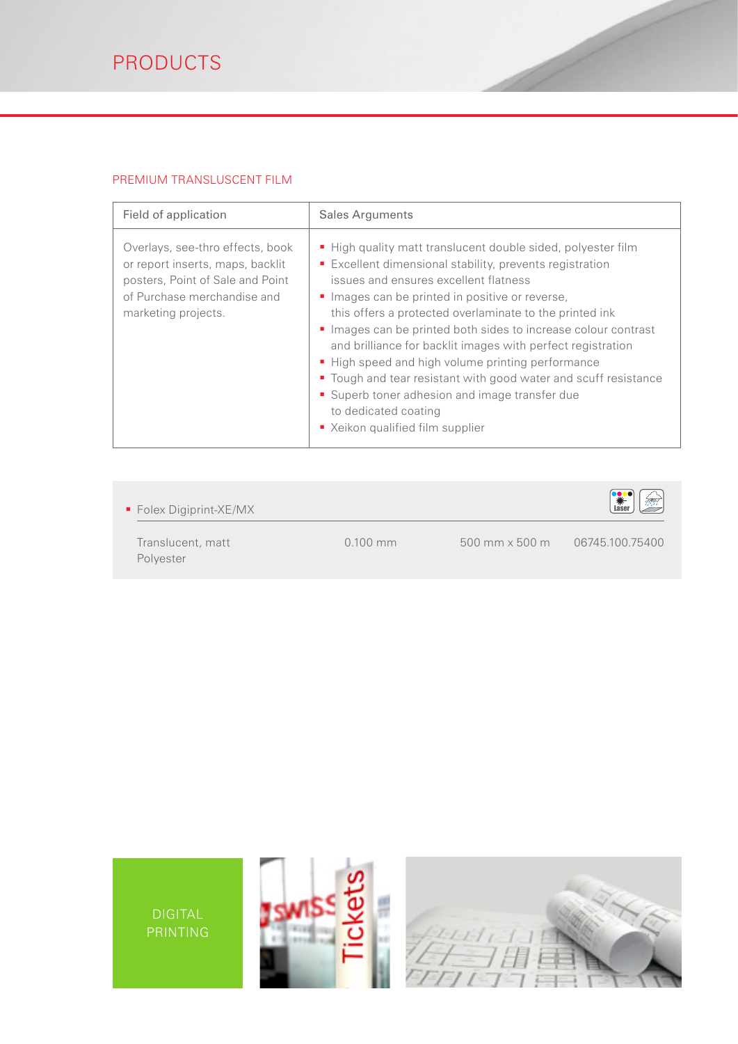# PRODUCTS

## PREMIUM TRANSLUCENT FILM

| Field of application | Sales Arguments |
| --- | --- |
| Overlays, see-thro effects, book or report inserts, maps, backlit posters, Point of Sale and Point of Purchase merchandise and marketing projects. | ▪ High quality matt translucent double sided, polyester film<br>▪ Excellent dimensional stability, prevents registration issues and ensures excellent flatness<br>▪ Images can be printed in positive or reverse, this offers a protected overlaminate to the printed ink<br>▪ Images can be printed both sides to increase colour contrast and brilliance for backlit images with perfect registration<br>▪ High speed and high volume printing performance<br>▪ Tough and tear resistant with good water and scuff resistance<br>▪ Superb toner adhesion and image transfer due to dedicated coating<br>▪ Xeikon qualified film supplier |

- Folex Digiprint-XE/MX

| | | | |
| --- | --- | --- | --- |
| Translucent, matt Polyester | 0.100 mm | 500 mm x 500 m | 06745.100.75400 |

DIGITAL PRINTING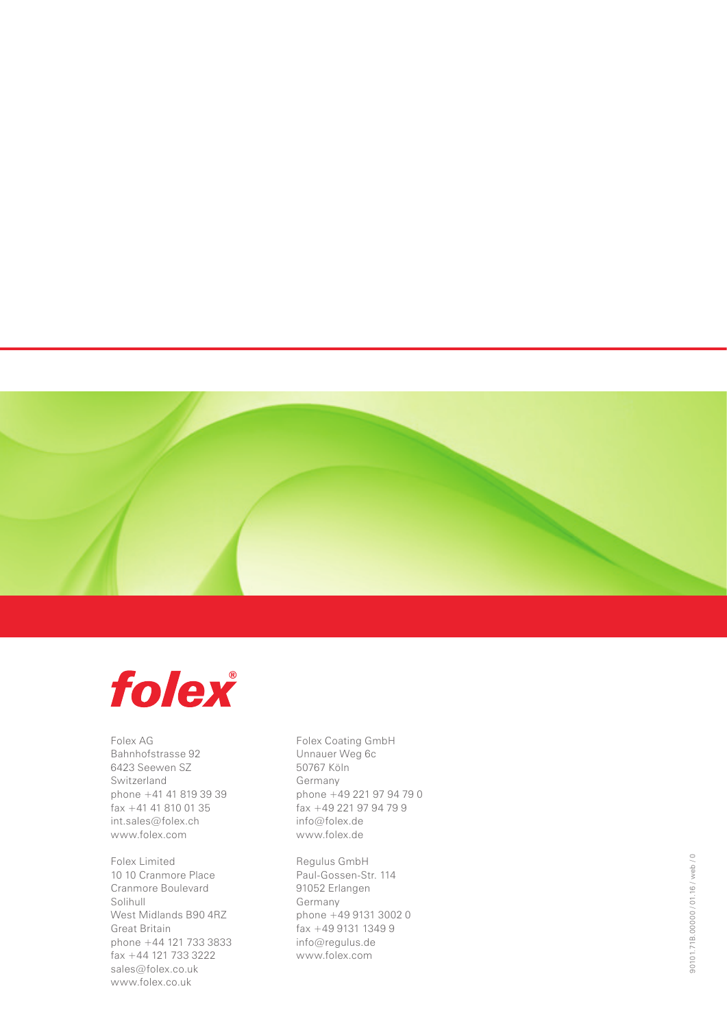folex®

Folex AG
Bahnhofstrasse 92
6423 Seewen SZ
Switzerland
phone +41 41 819 39 39
fax +41 41 810 01 35
int.sales@folex.ch
www.folex.com

Folex Limited
10 10 Cranmore Place
Cranmore Boulevard
Solihull
West Midlands B90 4RZ
Great Britain
phone +44 121 733 3833
fax +44 121 733 3222
sales@folex.co.uk
www.folex.co.uk

Folex Coating GmbH
Unnauer Weg 6c
50767 Köln
Germany
phone +49 221 97 94 79 0
fax +49 221 97 94 79 9
info@folex.de
www.folex.de

Regulus GmbH
Paul-Gossen-Str. 114
91052 Erlangen
Germany
phone +49 9131 3002 0
fax +49 9131 1349 9
info@regulus.de
www.folex.com

90101.71B.00000 / 01.16 / web / 0